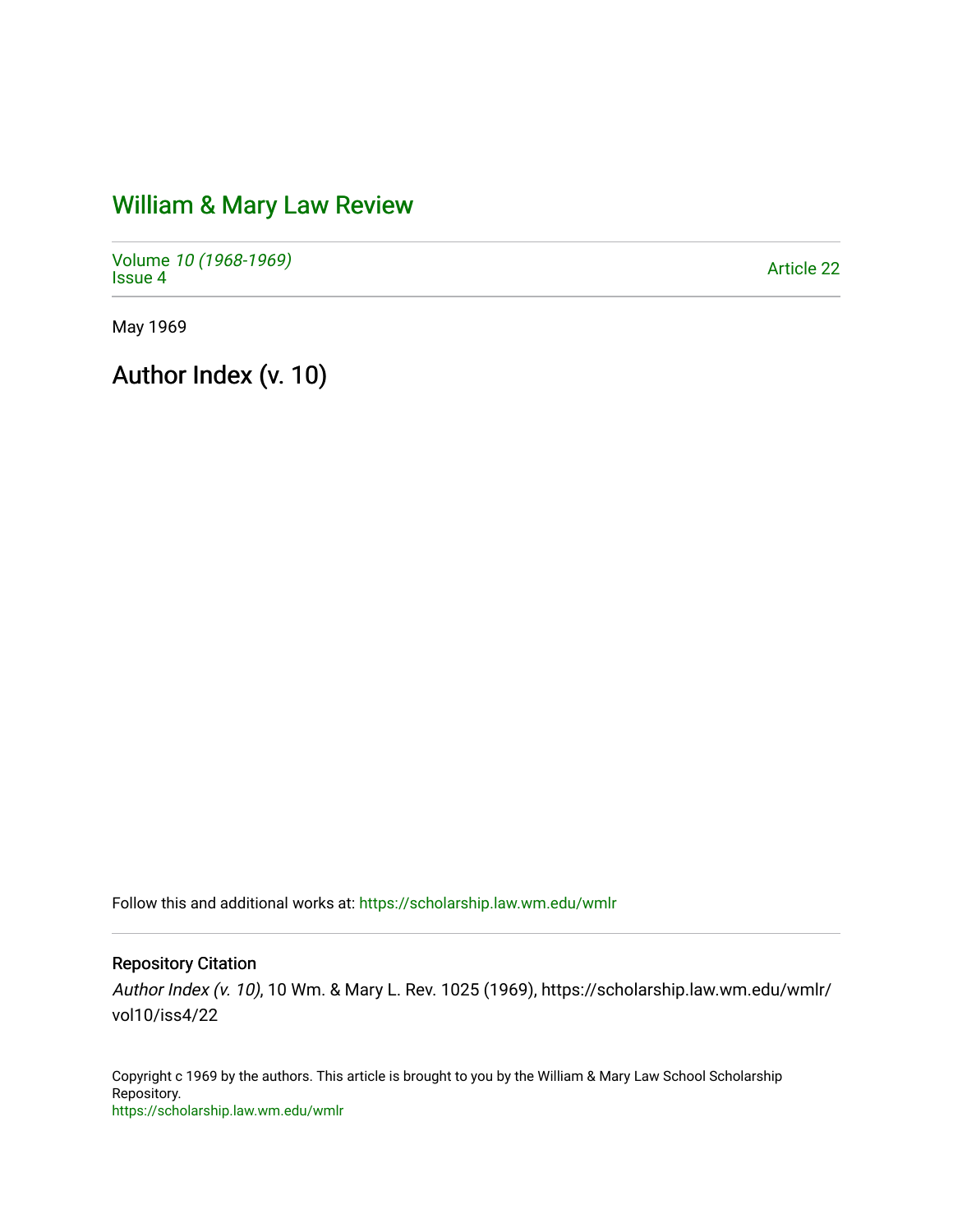# William & Mary Law Review

Volume *10 (1968-1969)*
Issue 4

Article 22

May 1969

## Author Index (v. 10)

Follow this and additional works at: https://scholarship.law.wm.edu/wmlr

### Repository Citation

*Author Index (v. 10)*, 10 Wm. & Mary L. Rev. 1025 (1969), https://scholarship.law.wm.edu/wmlr/vol10/iss4/22

Copyright c 1969 by the authors. This article is brought to you by the William & Mary Law School Scholarship Repository.
https://scholarship.law.wm.edu/wmlr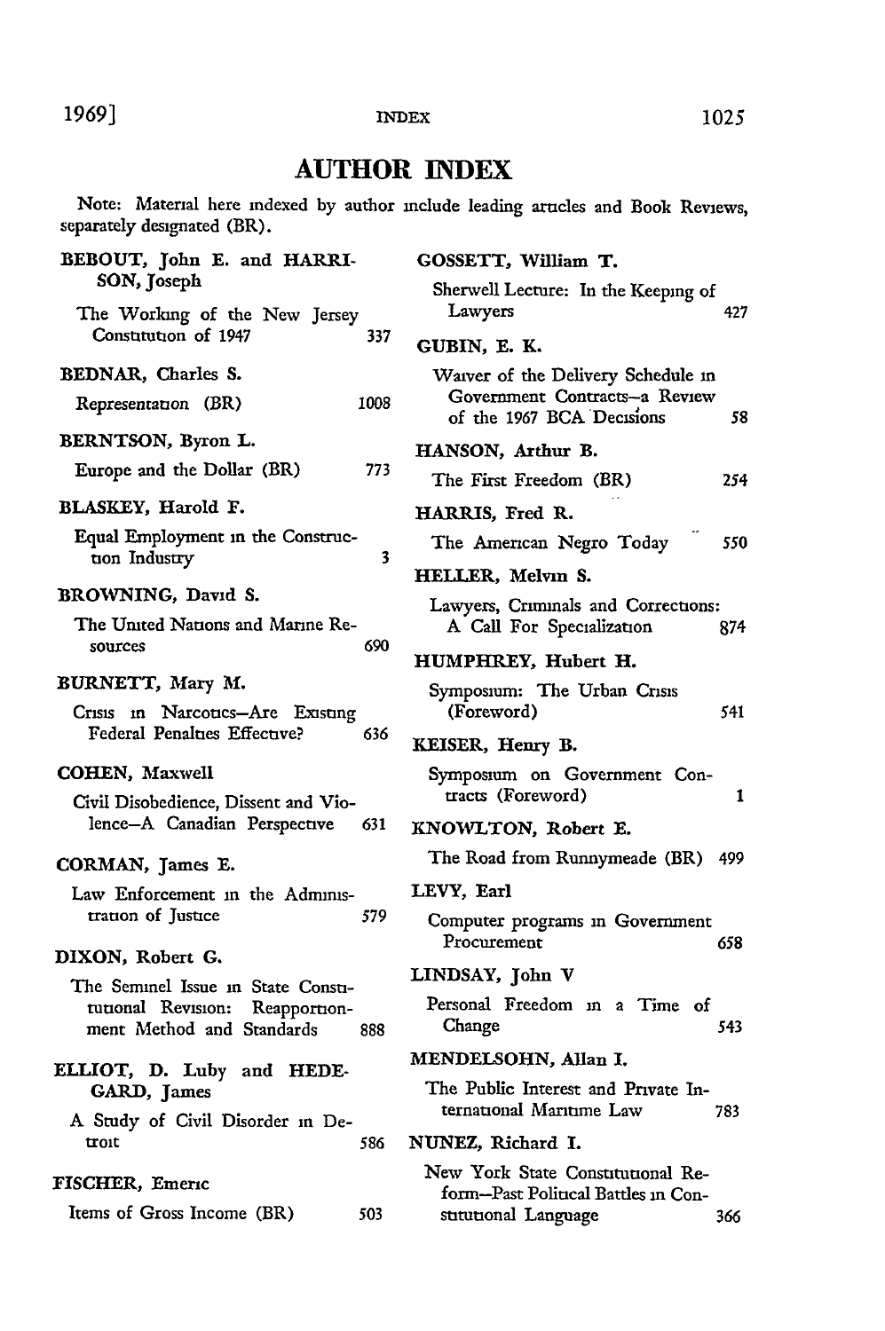# AUTHOR INDEX

Note: Material here indexed by author include leading articles and Book Reviews, separately designated (BR).

**BEBOUT, John E. and HARRISON, Joseph**
The Working of the New Jersey Constitution of 1947 — 337

**BEDNAR, Charles S.**
Representation (BR) — 1008

**BERNTSON, Byron L.**
Europe and the Dollar (BR) — 773

**BLASKEY, Harold F.**
Equal Employment in the Construction Industry — 3

**BROWNING, David S.**
The United Nations and Marine Resources — 690

**BURNETT, Mary M.**
Crisis in Narcotics–Are Existing Federal Penalties Effective? — 636

**COHEN, Maxwell**
Civil Disobedience, Dissent and Violence–A Canadian Perspective — 631

**CORMAN, James E.**
Law Enforcement in the Administration of Justice — 579

**DIXON, Robert G.**
The Seminel Issue in State Constitutional Revision: Reapportionment Method and Standards — 888

**ELLIOT, D. Luby and HEDEGARD, James**
A Study of Civil Disorder in Detroit — 586

**FISCHER, Emeric**
Items of Gross Income (BR) — 503

**GOSSETT, William T.**
Sherwell Lecture: In the Keeping of Lawyers — 427

**GUBIN, E. K.**
Waiver of the Delivery Schedule in Government Contracts–a Review of the 1967 BCA Decisions — 58

**HANSON, Arthur B.**
The First Freedom (BR) — 254

**HARRIS, Fred R.**
The American Negro Today — 550

**HELLER, Melvin S.**
Lawyers, Criminals and Corrections: A Call For Specialization — 874

**HUMPHREY, Hubert H.**
Symposium: The Urban Crisis (Foreword) — 541

**KEISER, Henry B.**
Symposium on Government Contracts (Foreword) — 1

**KNOWLTON, Robert E.**
The Road from Runnymeade (BR) — 499

**LEVY, Earl**
Computer programs in Government Procurement — 658

**LINDSAY, John V**
Personal Freedom in a Time of Change — 543

**MENDELSOHN, Allan I.**
The Public Interest and Private International Maritime Law — 783

**NUNEZ, Richard I.**
New York State Constitutional Reform–Past Political Battles in Constitutional Language — 366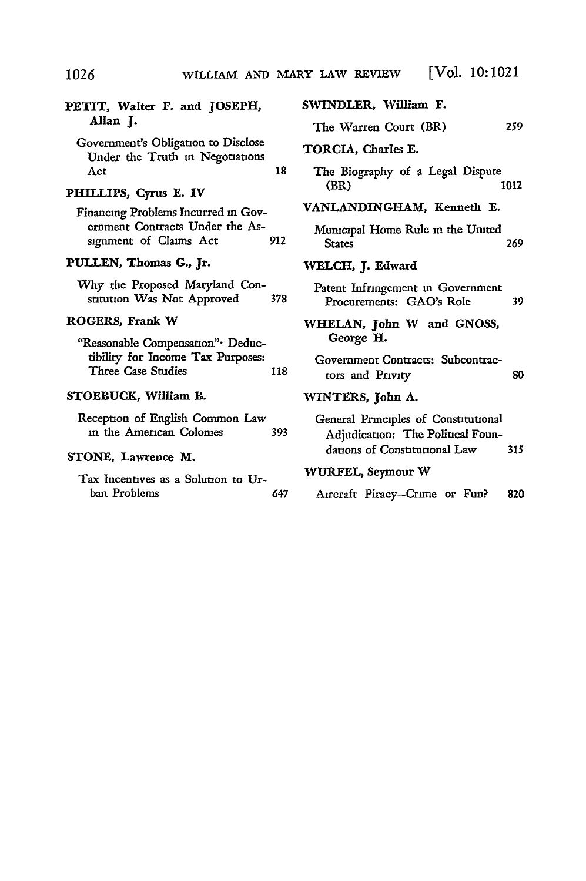**PETIT, Walter F. and JOSEPH, Allan J.**

Government's Obligation to Disclose Under the Truth in Negotiations Act 18

**PHILLIPS, Cyrus E. IV**

Financing Problems Incurred in Government Contracts Under the Assignment of Claims Act 912

**PULLEN, Thomas G., Jr.**

Why the Proposed Maryland Constitution Was Not Approved 378

**ROGERS, Frank W**

"Reasonable Compensation": Deductibility for Income Tax Purposes: Three Case Studies 118

**STOEBUCK, William B.**

Reception of English Common Law in the American Colonies 393

**STONE, Lawrence M.**

Tax Incentives as a Solution to Urban Problems 647

**SWINDLER, William F.**

The Warren Court (BR) 259

**TORCIA, Charles E.**

The Biography of a Legal Dispute (BR) 1012

**VANLANDINGHAM, Kenneth E.**

Municipal Home Rule in the United States 269

**WELCH, J. Edward**

Patent Infringement in Government Procurements: GAO's Role 39

**WHELAN, John W and GNOSS, George H.**

Government Contracts: Subcontractors and Privity 80

**WINTERS, John A.**

General Principles of Constitutional Adjudication: The Political Foundations of Constitutional Law 315

**WURFEL, Seymour W**

Aircraft Piracy–Crime or Fun? 820